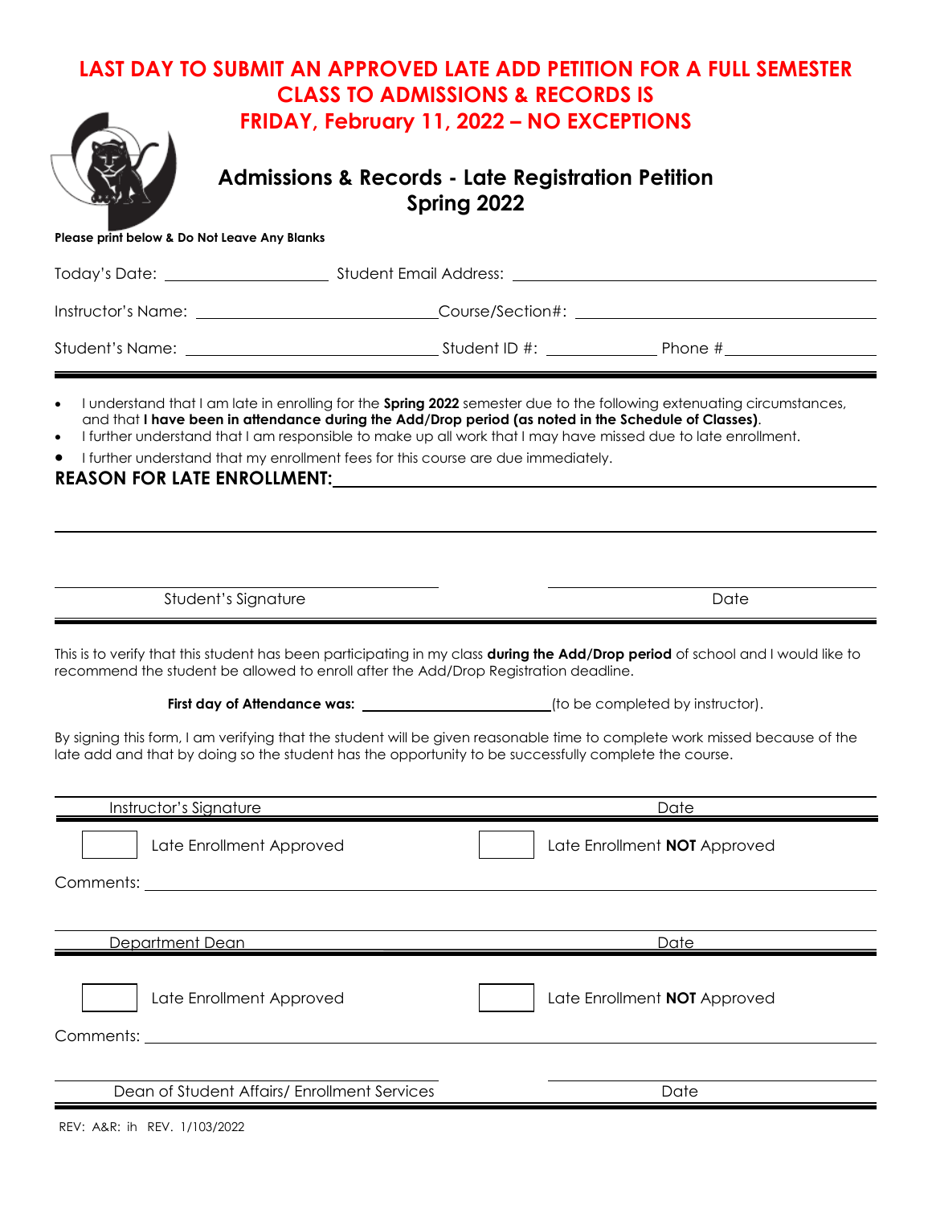# LAST DAY TO SUBMIT AN APPROVED LATE ADD PETITION FOR A FULL SEMESTER CLASS TO ADMISSIONS & RECORDS IS FRIDAY, February 11, 2022 – NO EXCEPTIONS

## Admissions & Records - Late Registration Petition
## Spring 2022

**Please print below & Do Not Leave Any Blanks**

Today's Date: ____________________ Student Email Address: ______________________________________________

Instructor's Name: ______________________________ Course/Section#: ______________________________________

Student's Name: ______________________________ Student ID #: _____________ Phone # ___________________

---

- I understand that I am late in enrolling for the **Spring 2022** semester due to the following extenuating circumstances, and that **I have been in attendance during the Add/Drop period (as noted in the Schedule of Classes)**.
- I further understand that I am responsible to make up all work that I may have missed due to late enrollment.
- I further understand that my enrollment fees for this course are due immediately.

**REASON FOR LATE ENROLLMENT:** ______________________________________________________________

______________________________________________________________________________________________

______________________________________________ ______________________________________________
Student's Signature Date

---

This is to verify that this student has been participating in my class **during the Add/Drop period** of school and I would like to recommend the student be allowed to enroll after the Add/Drop Registration deadline.

**First day of Attendance was:** ________________________ (to be completed by instructor).

By signing this form, I am verifying that the student will be given reasonable time to complete work missed because of the late add and that by doing so the student has the opportunity to be successfully complete the course.

______________________________________________ ______________________________________________
Instructor's Signature Date

---

☐ Late Enrollment Approved ☐ Late Enrollment **NOT** Approved

Comments: ______________________________________________________________________________________

______________________________________________ ______________________________________________
Department Dean Date

---

☐ Late Enrollment Approved ☐ Late Enrollment **NOT** Approved

Comments: ______________________________________________________________________________________

______________________________________________ ______________________________________________
Dean of Student Affairs/ Enrollment Services Date

REV: A&R: ih REV. 1/103/2022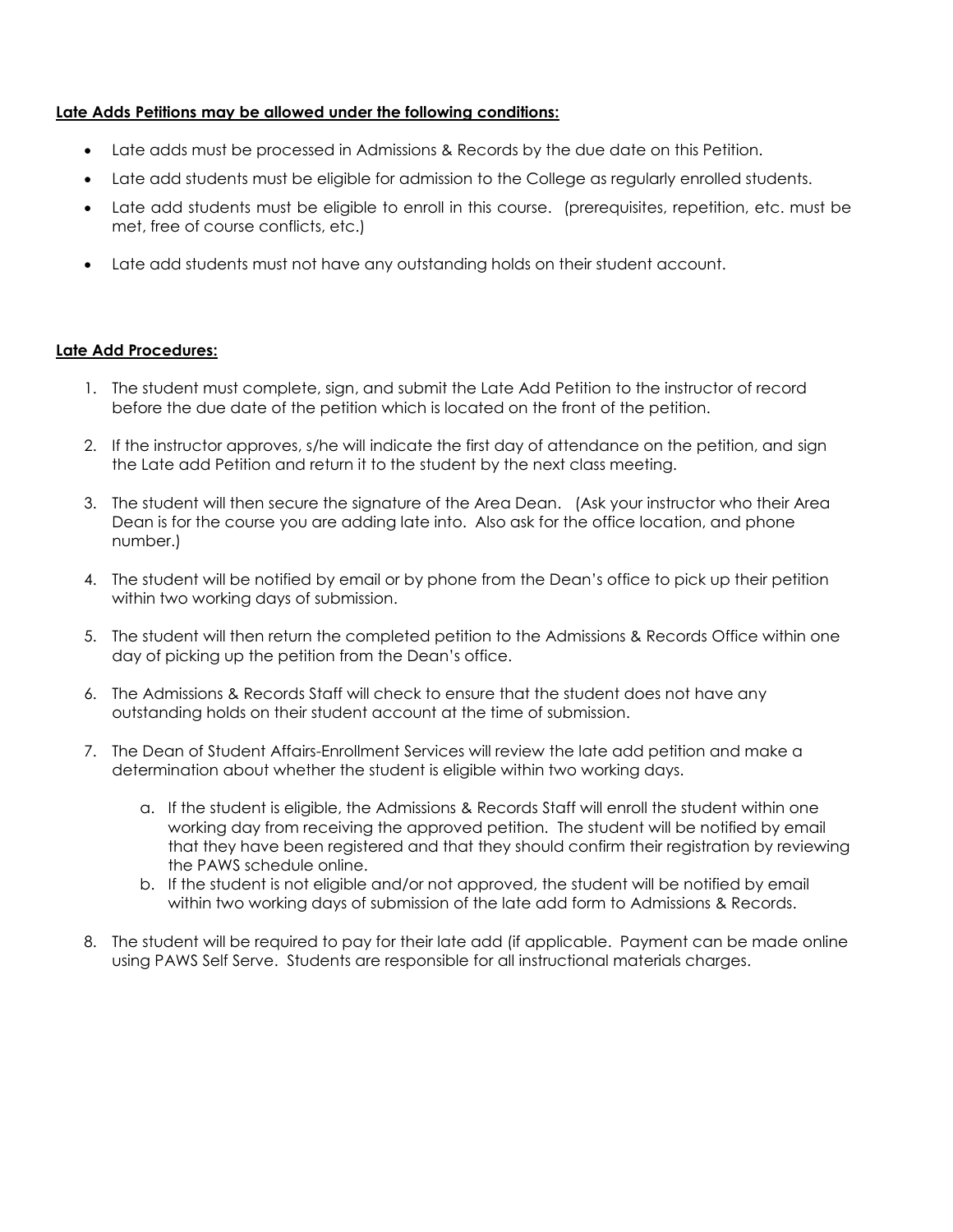**Late Adds Petitions may be allowed under the following conditions:**

- Late adds must be processed in Admissions & Records by the due date on this Petition.
- Late add students must be eligible for admission to the College as regularly enrolled students.
- Late add students must be eligible to enroll in this course. (prerequisites, repetition, etc. must be met, free of course conflicts, etc.)
- Late add students must not have any outstanding holds on their student account.

**Late Add Procedures:**

1. The student must complete, sign, and submit the Late Add Petition to the instructor of record before the due date of the petition which is located on the front of the petition.
2. If the instructor approves, s/he will indicate the first day of attendance on the petition, and sign the Late add Petition and return it to the student by the next class meeting.
3. The student will then secure the signature of the Area Dean. (Ask your instructor who their Area Dean is for the course you are adding late into. Also ask for the office location, and phone number.)
4. The student will be notified by email or by phone from the Dean's office to pick up their petition within two working days of submission.
5. The student will then return the completed petition to the Admissions & Records Office within one day of picking up the petition from the Dean's office.
6. The Admissions & Records Staff will check to ensure that the student does not have any outstanding holds on their student account at the time of submission.
7. The Dean of Student Affairs-Enrollment Services will review the late add petition and make a determination about whether the student is eligible within two working days.
   a. If the student is eligible, the Admissions & Records Staff will enroll the student within one working day from receiving the approved petition. The student will be notified by email that they have been registered and that they should confirm their registration by reviewing the PAWS schedule online.
   b. If the student is not eligible and/or not approved, the student will be notified by email within two working days of submission of the late add form to Admissions & Records.
8. The student will be required to pay for their late add (if applicable. Payment can be made online using PAWS Self Serve. Students are responsible for all instructional materials charges.